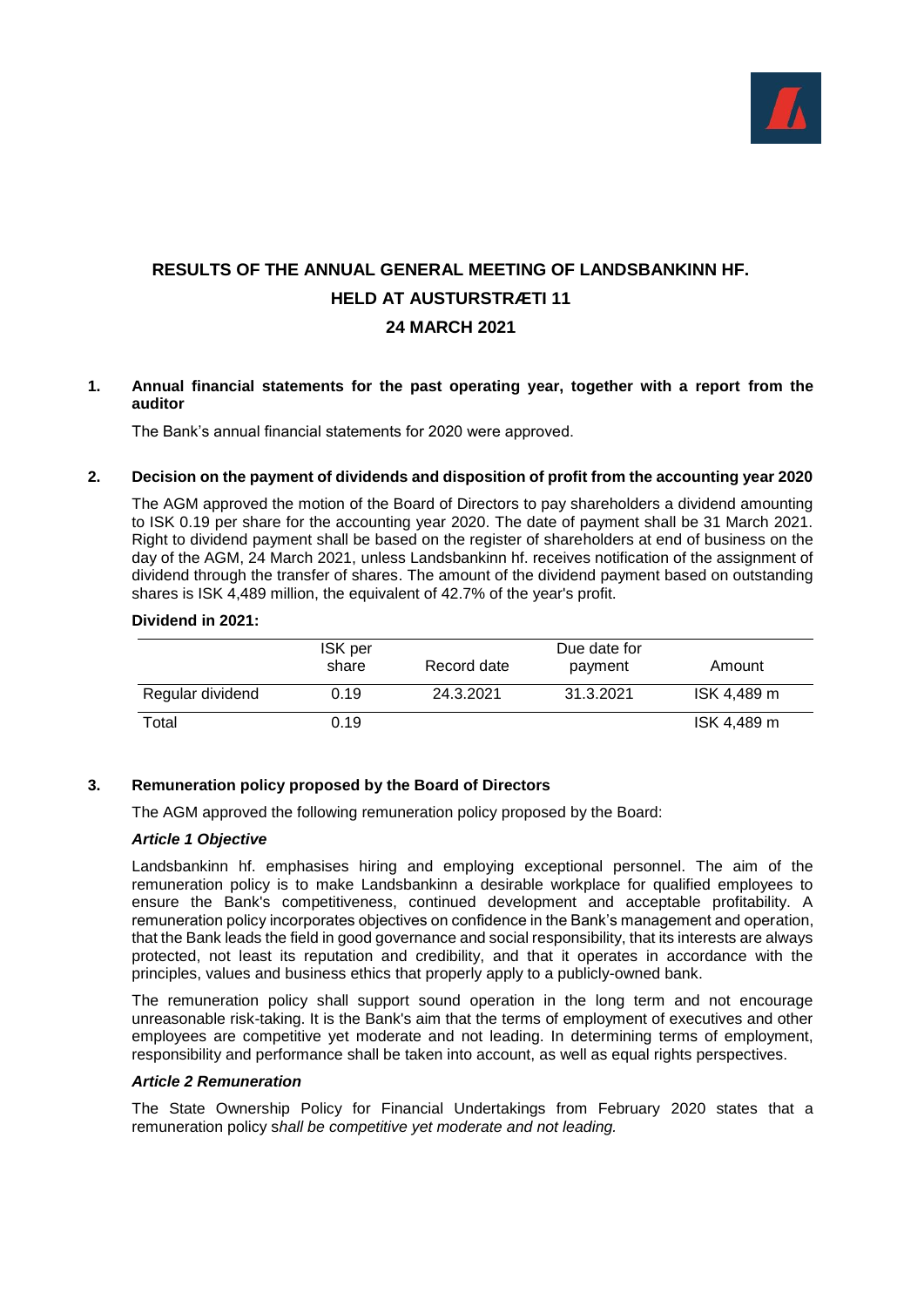# RESULTS OF THE ANNUAL GENERAL MEETING OF LANDSBANKINN HF. HELD AT AUSTURSTRÆTI 11 24 MARCH 2021

## 1. Annual financial statements for the past operating year, together with a report from the auditor

The Bank's annual financial statements for 2020 were approved.

## 2. Decision on the payment of dividends and disposition of profit from the accounting year 2020

The AGM approved the motion of the Board of Directors to pay shareholders a dividend amounting to ISK 0.19 per share for the accounting year 2020. The date of payment shall be 31 March 2021. Right to dividend payment shall be based on the register of shareholders at end of business on the day of the AGM, 24 March 2021, unless Landsbankinn hf. receives notification of the assignment of dividend through the transfer of shares. The amount of the dividend payment based on outstanding shares is ISK 4,489 million, the equivalent of 42.7% of the year's profit.

**Dividend in 2021:**

| | ISK per share | Record date | Due date for payment | Amount |
|---|---|---|---|---|
| Regular dividend | 0.19 | 24.3.2021 | 31.3.2021 | ISK 4,489 m |
| Total | 0.19 | | | ISK 4,489 m |

## 3. Remuneration policy proposed by the Board of Directors

The AGM approved the following remuneration policy proposed by the Board:

***Article 1 Objective***

Landsbankinn hf. emphasises hiring and employing exceptional personnel. The aim of the remuneration policy is to make Landsbankinn a desirable workplace for qualified employees to ensure the Bank's competitiveness, continued development and acceptable profitability. A remuneration policy incorporates objectives on confidence in the Bank's management and operation, that the Bank leads the field in good governance and social responsibility, that its interests are always protected, not least its reputation and credibility, and that it operates in accordance with the principles, values and business ethics that properly apply to a publicly-owned bank.

The remuneration policy shall support sound operation in the long term and not encourage unreasonable risk-taking. It is the Bank's aim that the terms of employment of executives and other employees are competitive yet moderate and not leading. In determining terms of employment, responsibility and performance shall be taken into account, as well as equal rights perspectives.

***Article 2 Remuneration***

The State Ownership Policy for Financial Undertakings from February 2020 states that a remuneration policy s*hall be competitive yet moderate and not leading.*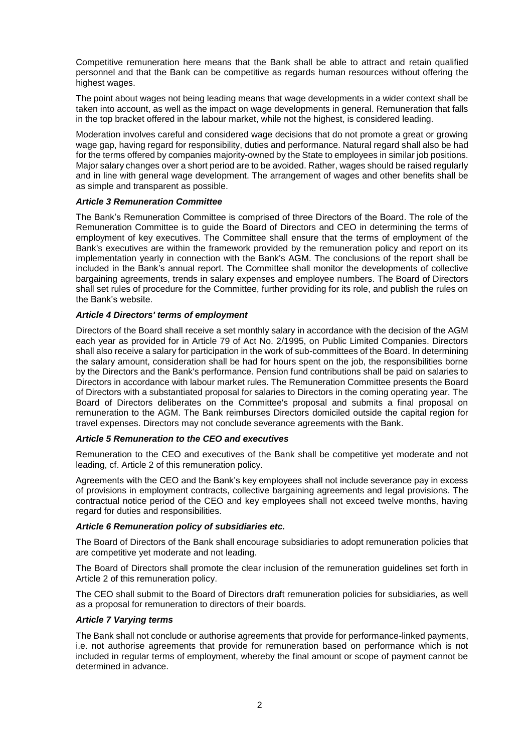Competitive remuneration here means that the Bank shall be able to attract and retain qualified personnel and that the Bank can be competitive as regards human resources without offering the highest wages.

The point about wages not being leading means that wage developments in a wider context shall be taken into account, as well as the impact on wage developments in general. Remuneration that falls in the top bracket offered in the labour market, while not the highest, is considered leading.

Moderation involves careful and considered wage decisions that do not promote a great or growing wage gap, having regard for responsibility, duties and performance. Natural regard shall also be had for the terms offered by companies majority-owned by the State to employees in similar job positions. Major salary changes over a short period are to be avoided. Rather, wages should be raised regularly and in line with general wage development. The arrangement of wages and other benefits shall be as simple and transparent as possible.

### ***Article 3 Remuneration Committee***

The Bank's Remuneration Committee is comprised of three Directors of the Board. The role of the Remuneration Committee is to guide the Board of Directors and CEO in determining the terms of employment of key executives. The Committee shall ensure that the terms of employment of the Bank's executives are within the framework provided by the remuneration policy and report on its implementation yearly in connection with the Bank's AGM. The conclusions of the report shall be included in the Bank's annual report. The Committee shall monitor the developments of collective bargaining agreements, trends in salary expenses and employee numbers. The Board of Directors shall set rules of procedure for the Committee, further providing for its role, and publish the rules on the Bank's website.

### ***Article 4 Directors' terms of employment***

Directors of the Board shall receive a set monthly salary in accordance with the decision of the AGM each year as provided for in Article 79 of Act No. 2/1995, on Public Limited Companies. Directors shall also receive a salary for participation in the work of sub-committees of the Board. In determining the salary amount, consideration shall be had for hours spent on the job, the responsibilities borne by the Directors and the Bank's performance. Pension fund contributions shall be paid on salaries to Directors in accordance with labour market rules. The Remuneration Committee presents the Board of Directors with a substantiated proposal for salaries to Directors in the coming operating year. The Board of Directors deliberates on the Committee's proposal and submits a final proposal on remuneration to the AGM. The Bank reimburses Directors domiciled outside the capital region for travel expenses. Directors may not conclude severance agreements with the Bank.

### ***Article 5 Remuneration to the CEO and executives***

Remuneration to the CEO and executives of the Bank shall be competitive yet moderate and not leading, cf. Article 2 of this remuneration policy.

Agreements with the CEO and the Bank's key employees shall not include severance pay in excess of provisions in employment contracts, collective bargaining agreements and legal provisions. The contractual notice period of the CEO and key employees shall not exceed twelve months, having regard for duties and responsibilities.

### ***Article 6 Remuneration policy of subsidiaries etc.***

The Board of Directors of the Bank shall encourage subsidiaries to adopt remuneration policies that are competitive yet moderate and not leading.

The Board of Directors shall promote the clear inclusion of the remuneration guidelines set forth in Article 2 of this remuneration policy.

The CEO shall submit to the Board of Directors draft remuneration policies for subsidiaries, as well as a proposal for remuneration to directors of their boards.

### ***Article 7 Varying terms***

The Bank shall not conclude or authorise agreements that provide for performance-linked payments, i.e. not authorise agreements that provide for remuneration based on performance which is not included in regular terms of employment, whereby the final amount or scope of payment cannot be determined in advance.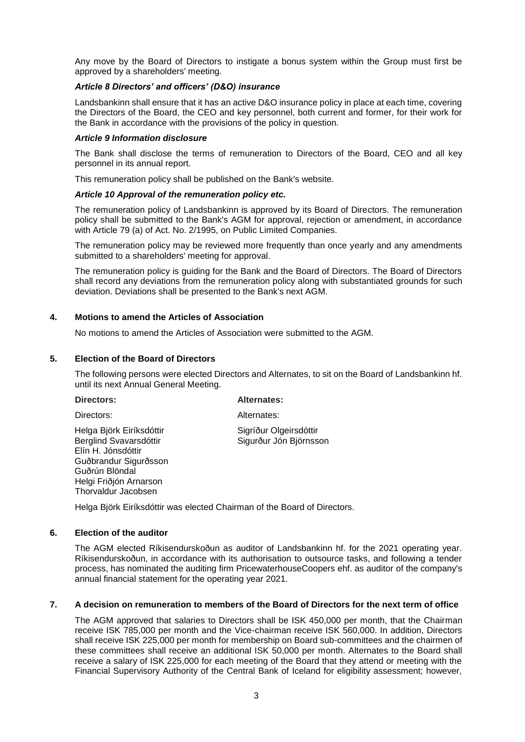Any move by the Board of Directors to instigate a bonus system within the Group must first be approved by a shareholders' meeting.

***Article 8 Directors' and officers' (D&O) insurance***

Landsbankinn shall ensure that it has an active D&O insurance policy in place at each time, covering the Directors of the Board, the CEO and key personnel, both current and former, for their work for the Bank in accordance with the provisions of the policy in question.

***Article 9 Information disclosure***

The Bank shall disclose the terms of remuneration to Directors of the Board, CEO and all key personnel in its annual report.

This remuneration policy shall be published on the Bank's website.

***Article 10 Approval of the remuneration policy etc.***

The remuneration policy of Landsbankinn is approved by its Board of Directors. The remuneration policy shall be submitted to the Bank's AGM for approval, rejection or amendment, in accordance with Article 79 (a) of Act. No. 2/1995, on Public Limited Companies.

The remuneration policy may be reviewed more frequently than once yearly and any amendments submitted to a shareholders' meeting for approval.

The remuneration policy is guiding for the Bank and the Board of Directors. The Board of Directors shall record any deviations from the remuneration policy along with substantiated grounds for such deviation. Deviations shall be presented to the Bank's next AGM.

## 4. Motions to amend the Articles of Association

No motions to amend the Articles of Association were submitted to the AGM.

## 5. Election of the Board of Directors

The following persons were elected Directors and Alternates, to sit on the Board of Landsbankinn hf. until its next Annual General Meeting.

| **Directors:** | **Alternates:** |
|---|---|
| Directors: | Alternates: |
| Helga Björk Eiríksdóttir | Sigríður Olgeirsdóttir |
| Berglind Svavarsdóttir | Sigurður Jón Björnsson |
| Elín H. Jónsdóttir | |
| Guðbrandur Sigurðsson | |
| Guðrún Blöndal | |
| Helgi Friðjón Arnarson | |
| Thorvaldur Jacobsen | |

Helga Björk Eiríksdóttir was elected Chairman of the Board of Directors.

## 6. Election of the auditor

The AGM elected Ríkisendurskoðun as auditor of Landsbankinn hf. for the 2021 operating year. Ríkisendurskoðun, in accordance with its authorisation to outsource tasks, and following a tender process, has nominated the auditing firm PricewaterhouseCoopers ehf. as auditor of the company's annual financial statement for the operating year 2021.

## 7. A decision on remuneration to members of the Board of Directors for the next term of office

The AGM approved that salaries to Directors shall be ISK 450,000 per month, that the Chairman receive ISK 785,000 per month and the Vice-chairman receive ISK 560,000. In addition, Directors shall receive ISK 225,000 per month for membership on Board sub-committees and the chairmen of these committees shall receive an additional ISK 50,000 per month. Alternates to the Board shall receive a salary of ISK 225,000 for each meeting of the Board that they attend or meeting with the Financial Supervisory Authority of the Central Bank of Iceland for eligibility assessment; however,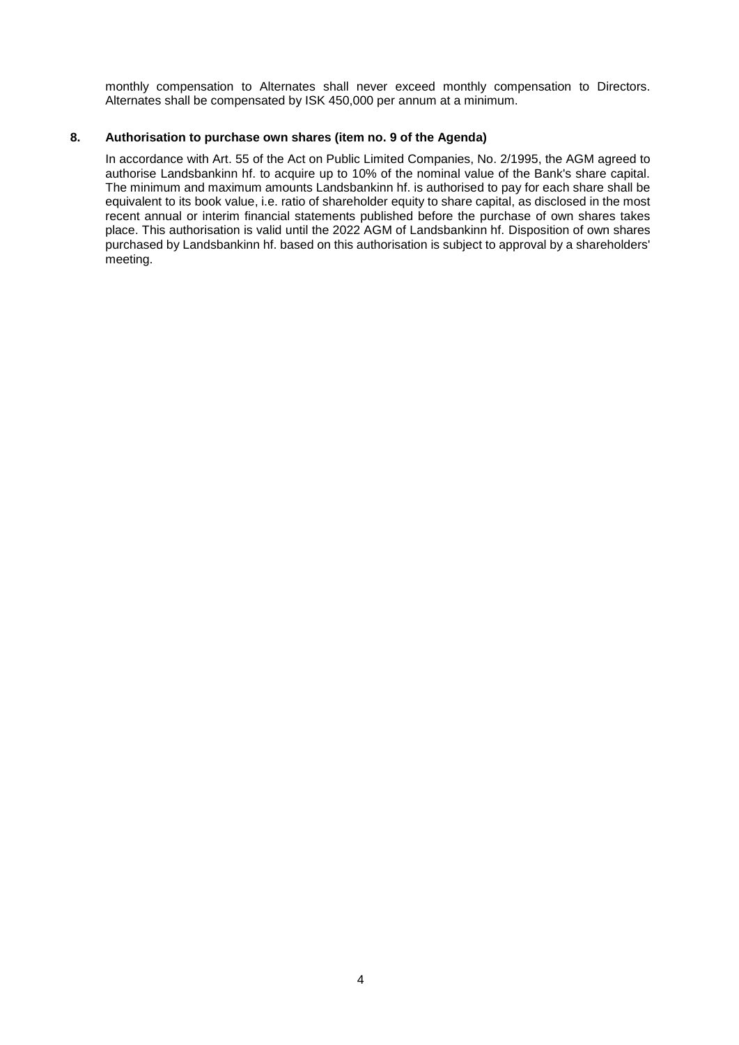monthly compensation to Alternates shall never exceed monthly compensation to Directors. Alternates shall be compensated by ISK 450,000 per annum at a minimum.

## 8. Authorisation to purchase own shares (item no. 9 of the Agenda)

In accordance with Art. 55 of the Act on Public Limited Companies, No. 2/1995, the AGM agreed to authorise Landsbankinn hf. to acquire up to 10% of the nominal value of the Bank's share capital. The minimum and maximum amounts Landsbankinn hf. is authorised to pay for each share shall be equivalent to its book value, i.e. ratio of shareholder equity to share capital, as disclosed in the most recent annual or interim financial statements published before the purchase of own shares takes place. This authorisation is valid until the 2022 AGM of Landsbankinn hf. Disposition of own shares purchased by Landsbankinn hf. based on this authorisation is subject to approval by a shareholders' meeting.